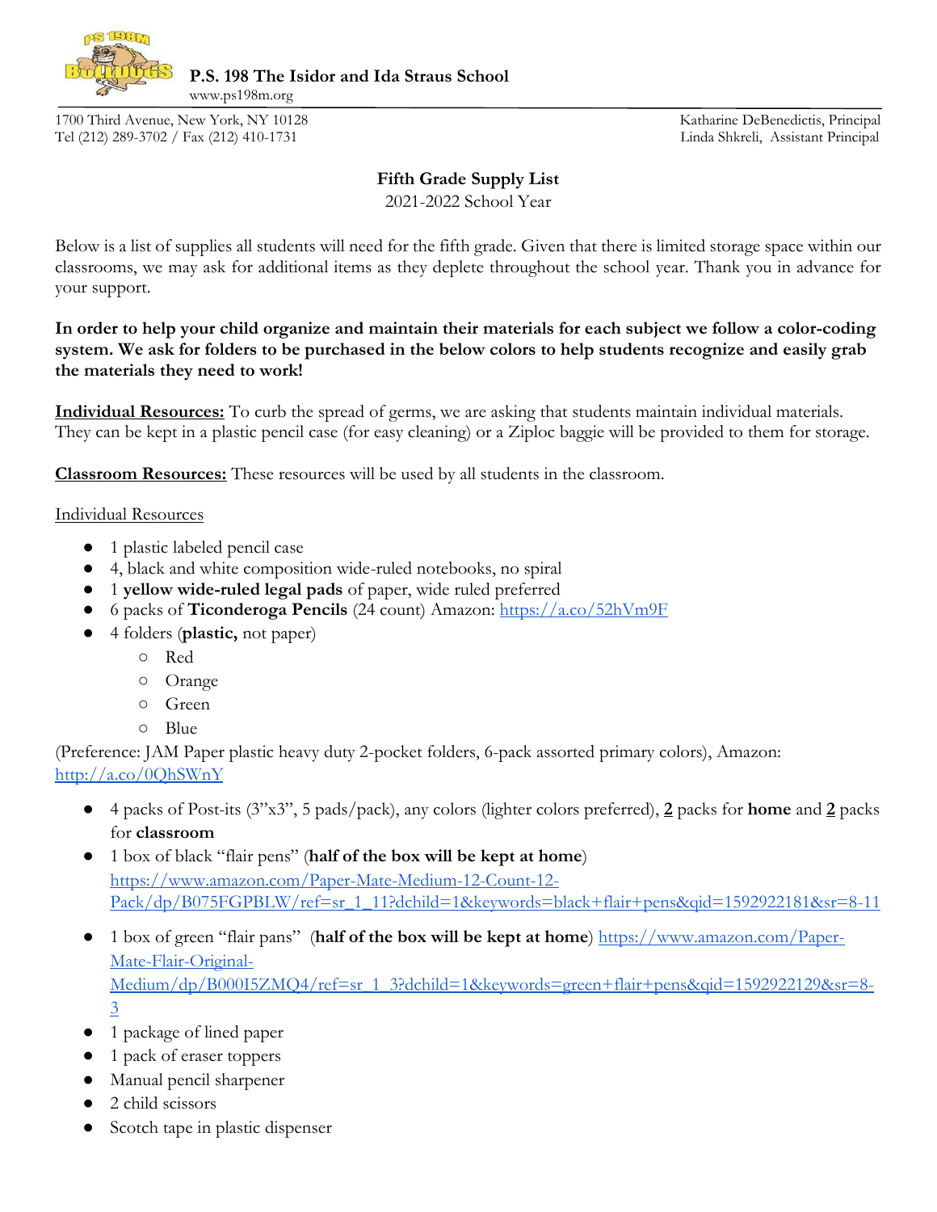**P.S. 198 The Isidor and Ida Straus School**
www.ps198m.org

1700 Third Avenue, New York, NY 10128
Tel (212) 289-3702 / Fax (212) 410-1731

Katharine DeBenedictis, Principal
Linda Shkreli, Assistant Principal

## Fifth Grade Supply List

2021-2022 School Year

Below is a list of supplies all students will need for the fifth grade. Given that there is limited storage space within our classrooms, we may ask for additional items as they deplete throughout the school year. Thank you in advance for your support.

**In order to help your child organize and maintain their materials for each subject we follow a color-coding system. We ask for folders to be purchased in the below colors to help students recognize and easily grab the materials they need to work!**

**Individual Resources:** To curb the spread of germs, we are asking that students maintain individual materials. They can be kept in a plastic pencil case (for easy cleaning) or a Ziploc baggie will be provided to them for storage.

**Classroom Resources:** These resources will be used by all students in the classroom.

Individual Resources

- 1 plastic labeled pencil case
- 4, black and white composition wide-ruled notebooks, no spiral
- 1 **yellow wide-ruled legal pads** of paper, wide ruled preferred
- 6 packs of **Ticonderoga Pencils** (24 count) Amazon: https://a.co/52hVm9F
- 4 folders (**plastic,** not paper)
  - Red
  - Orange
  - Green
  - Blue

(Preference: JAM Paper plastic heavy duty 2-pocket folders, 6-pack assorted primary colors), Amazon: http://a.co/0QhSWnY

- 4 packs of Post-its (3"x3", 5 pads/pack), any colors (lighter colors preferred), **2** packs for **home** and **2** packs for **classroom**
- 1 box of black "flair pens" (**half of the box will be kept at home**) https://www.amazon.com/Paper-Mate-Medium-12-Count-12-Pack/dp/B075FGPBLW/ref=sr_1_11?dchild=1&keywords=black+flair+pens&qid=1592922181&sr=8-11
- 1 box of green "flair pans" (**half of the box will be kept at home**) https://www.amazon.com/Paper-Mate-Flair-Original-Medium/dp/B000I5ZMQ4/ref=sr_1_3?dchild=1&keywords=green+flair+pens&qid=1592922129&sr=8-3
- 1 package of lined paper
- 1 pack of eraser toppers
- Manual pencil sharpener
- 2 child scissors
- Scotch tape in plastic dispenser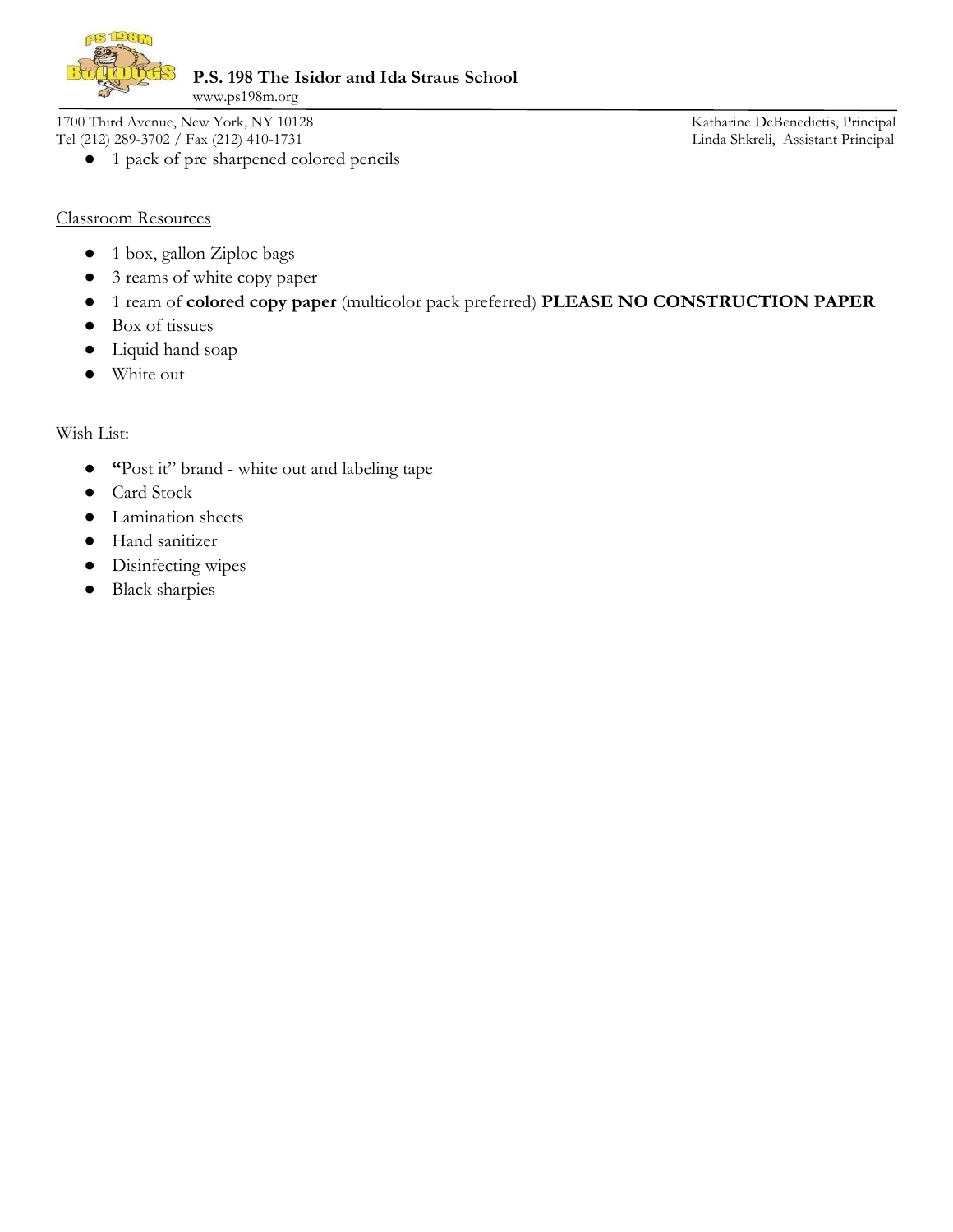- 1 pack of pre sharpened colored pencils

<u>Classroom Resources</u>

- 1 box, gallon Ziploc bags
- 3 reams of white copy paper
- 1 ream of **colored copy paper** (multicolor pack preferred) **PLEASE NO CONSTRUCTION PAPER**
- Box of tissues
- Liquid hand soap
- White out

Wish List:

- **"**Post it" brand - white out and labeling tape
- Card Stock
- Lamination sheets
- Hand sanitizer
- Disinfecting wipes
- Black sharpies